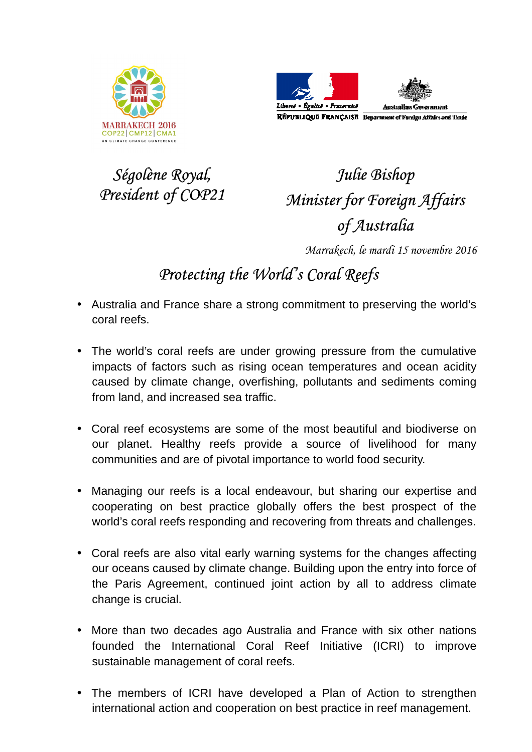MARRAKECH 2016
COP22 | CMP12 | CMA1
UN CLIMATE CHANGE CONFERENCE

Liberté • Égalité • Fraternité
RÉPUBLIQUE FRANÇAISE

Australian Government
Department of Foreign Affairs and Trade

*Ségolène Royal,*
*President of COP21*

*Julie Bishop*
*Minister for Foreign Affairs*
*of Australia*

*Marrakech, le mardi 15 novembre 2016*

# *Protecting the World's Coral Reefs*

- Australia and France share a strong commitment to preserving the world's coral reefs.

- The world's coral reefs are under growing pressure from the cumulative impacts of factors such as rising ocean temperatures and ocean acidity caused by climate change, overfishing, pollutants and sediments coming from land, and increased sea traffic.

- Coral reef ecosystems are some of the most beautiful and biodiverse on our planet. Healthy reefs provide a source of livelihood for many communities and are of pivotal importance to world food security.

- Managing our reefs is a local endeavour, but sharing our expertise and cooperating on best practice globally offers the best prospect of the world's coral reefs responding and recovering from threats and challenges.

- Coral reefs are also vital early warning systems for the changes affecting our oceans caused by climate change. Building upon the entry into force of the Paris Agreement, continued joint action by all to address climate change is crucial.

- More than two decades ago Australia and France with six other nations founded the International Coral Reef Initiative (ICRI) to improve sustainable management of coral reefs.

- The members of ICRI have developed a Plan of Action to strengthen international action and cooperation on best practice in reef management.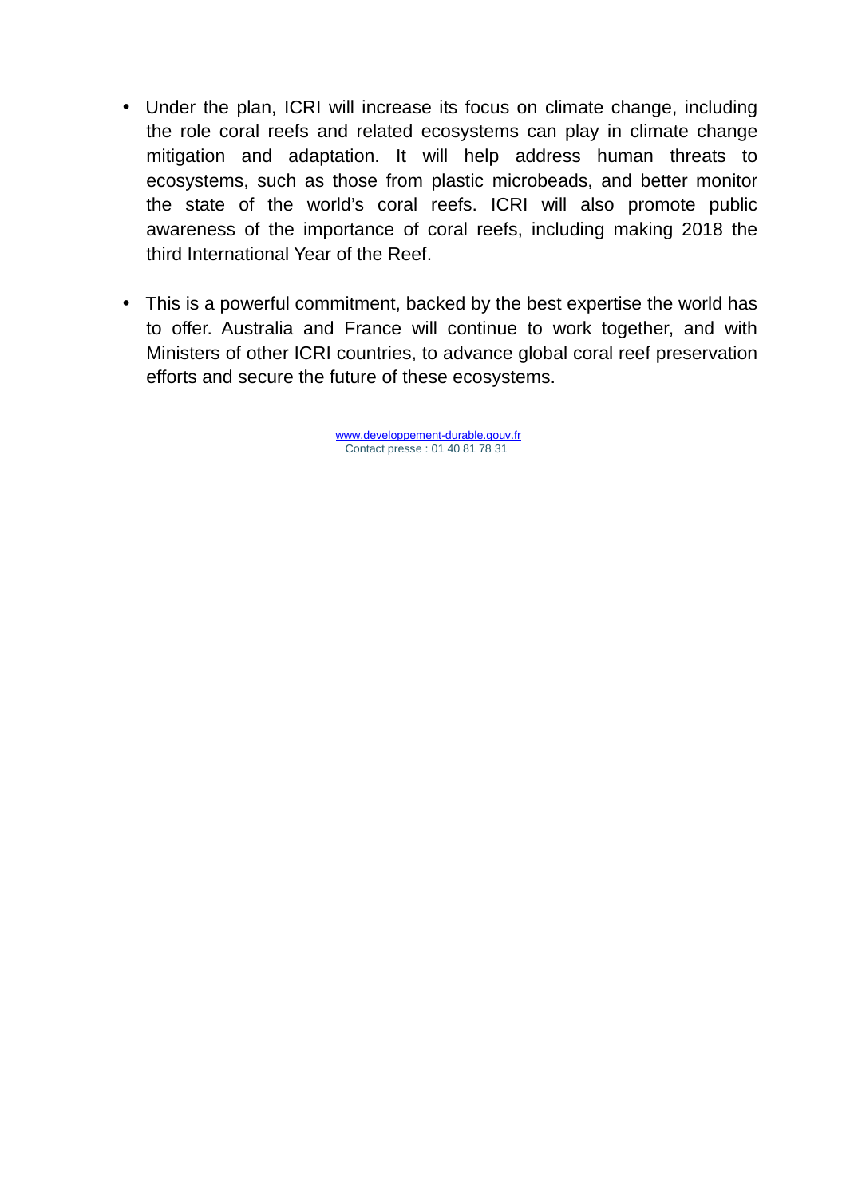- Under the plan, ICRI will increase its focus on climate change, including the role coral reefs and related ecosystems can play in climate change mitigation and adaptation. It will help address human threats to ecosystems, such as those from plastic microbeads, and better monitor the state of the world's coral reefs. ICRI will also promote public awareness of the importance of coral reefs, including making 2018 the third International Year of the Reef.

- This is a powerful commitment, backed by the best expertise the world has to offer. Australia and France will continue to work together, and with Ministers of other ICRI countries, to advance global coral reef preservation efforts and secure the future of these ecosystems.

www.developpement-durable.gouv.fr
Contact presse : 01 40 81 78 31